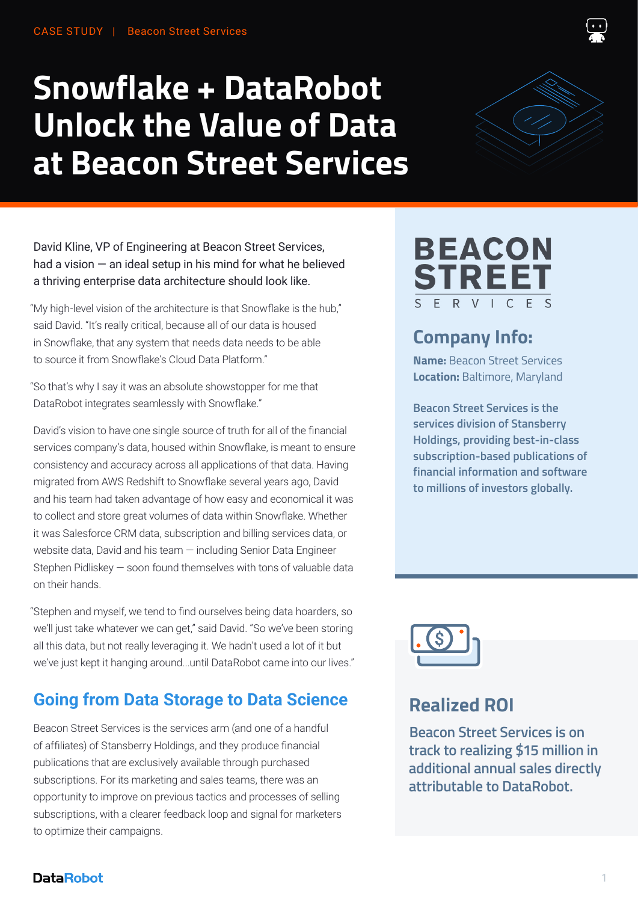CASE STUDY | Beacon Street Services

# Snowflake + DataRobot Unlock the Value of Data at Beacon Street Services

David Kline, VP of Engineering at Beacon Street Services, had a vision — an ideal setup in his mind for what he believed a thriving enterprise data architecture should look like.

"My high-level vision of the architecture is that Snowflake is the hub," said David. "It's really critical, because all of our data is housed in Snowflake, that any system that needs data needs to be able to source it from Snowflake's Cloud Data Platform."

"So that's why I say it was an absolute showstopper for me that DataRobot integrates seamlessly with Snowflake."

David's vision to have one single source of truth for all of the financial services company's data, housed within Snowflake, is meant to ensure consistency and accuracy across all applications of that data. Having migrated from AWS Redshift to Snowflake several years ago, David and his team had taken advantage of how easy and economical it was to collect and store great volumes of data within Snowflake. Whether it was Salesforce CRM data, subscription and billing services data, or website data, David and his team — including Senior Data Engineer Stephen Pidliskey — soon found themselves with tons of valuable data on their hands.

"Stephen and myself, we tend to find ourselves being data hoarders, so we'll just take whatever we can get," said David. "So we've been storing all this data, but not really leveraging it. We hadn't used a lot of it but we've just kept it hanging around...until DataRobot came into our lives."

## Going from Data Storage to Data Science

Beacon Street Services is the services arm (and one of a handful of affiliates) of Stansberry Holdings, and they produce financial publications that are exclusively available through purchased subscriptions. For its marketing and sales teams, there was an opportunity to improve on previous tactics and processes of selling subscriptions, with a clearer feedback loop and signal for marketers to optimize their campaigns.

BEACON STREET SERVICES

## Company Info:

**Name:** Beacon Street Services
**Location:** Baltimore, Maryland

**Beacon Street Services is the services division of Stansberry Holdings, providing best-in-class subscription-based publications of financial information and software to millions of investors globally.**

## Realized ROI

**Beacon Street Services is on track to realizing $15 million in additional annual sales directly attributable to DataRobot.**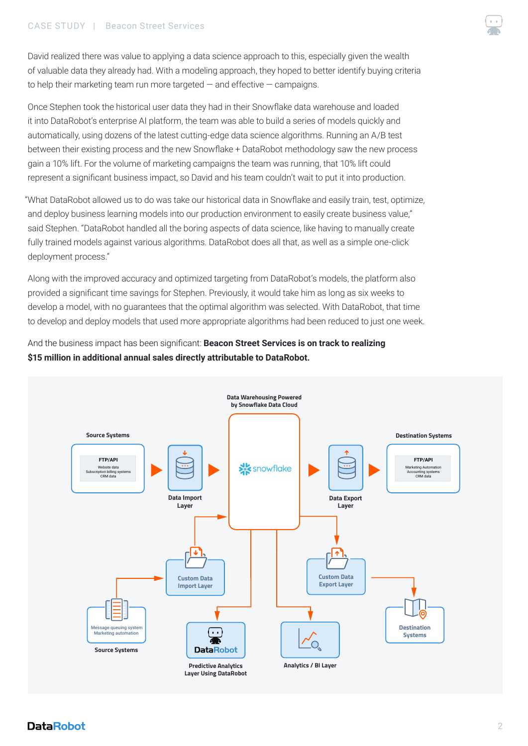David realized there was value to applying a data science approach to this, especially given the wealth of valuable data they already had. With a modeling approach, they hoped to better identify buying criteria to help their marketing team run more targeted — and effective — campaigns.

Once Stephen took the historical user data they had in their Snowflake data warehouse and loaded it into DataRobot's enterprise AI platform, the team was able to build a series of models quickly and automatically, using dozens of the latest cutting-edge data science algorithms. Running an A/B test between their existing process and the new Snowflake + DataRobot methodology saw the new process gain a 10% lift. For the volume of marketing campaigns the team was running, that 10% lift could represent a significant business impact, so David and his team couldn't wait to put it into production.

"What DataRobot allowed us to do was take our historical data in Snowflake and easily train, test, optimize, and deploy business learning models into our production environment to easily create business value," said Stephen. "DataRobot handled all the boring aspects of data science, like having to manually create fully trained models against various algorithms. DataRobot does all that, as well as a simple one-click deployment process."

Along with the improved accuracy and optimized targeting from DataRobot's models, the platform also provided a significant time savings for Stephen. Previously, it would take him as long as six weeks to develop a model, with no guarantees that the optimal algorithm was selected. With DataRobot, that time to develop and deploy models that used more appropriate algorithms had been reduced to just one week.

And the business impact has been significant: **Beacon Street Services is on track to realizing $15 million in additional annual sales directly attributable to DataRobot.**

Data Warehousing Powered by Snowflake Data Cloud

Source Systems: FTP/API — Website data, Subscription billing systems, CRM data

Data Import Layer

snowflake

Data Export Layer

Destination Systems: FTP/API — Marketing Automation, Accounting systems, CRM data

Custom Data Import Layer

Custom Data Export Layer

Source Systems: Message queuing system, Marketing automation

Predictive Analytics Layer Using DataRobot

Analytics / BI Layer

Destination Systems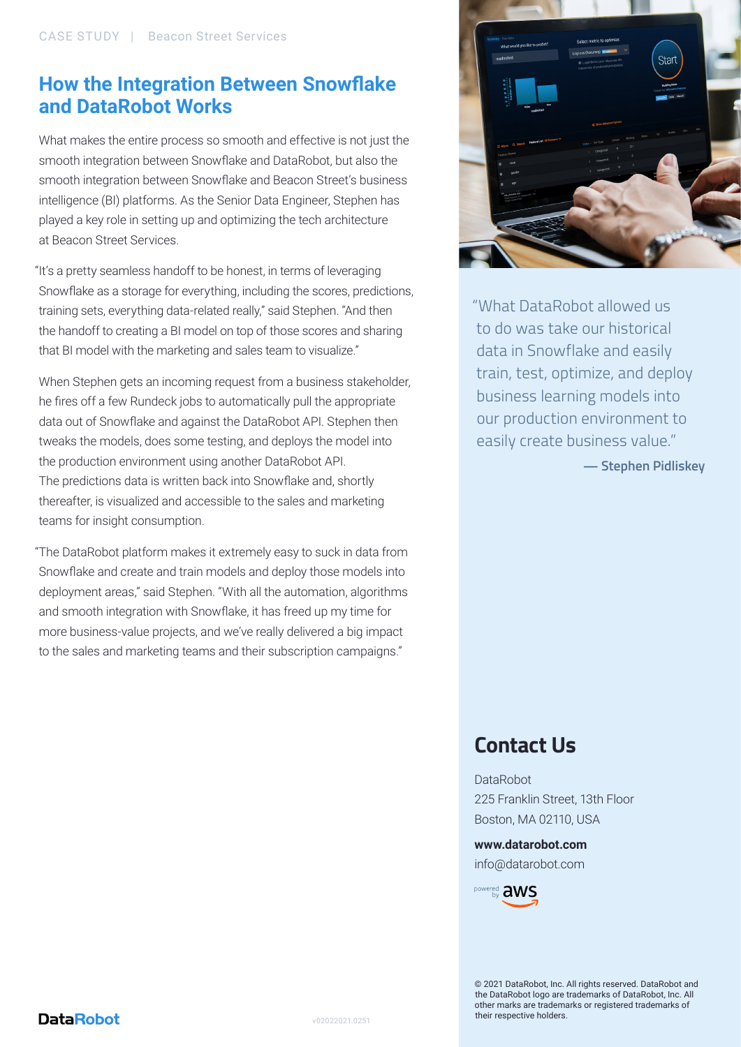CASE STUDY | Beacon Street Services

## How the Integration Between Snowflake and DataRobot Works

What makes the entire process so smooth and effective is not just the smooth integration between Snowflake and DataRobot, but also the smooth integration between Snowflake and Beacon Street's business intelligence (BI) platforms. As the Senior Data Engineer, Stephen has played a key role in setting up and optimizing the tech architecture at Beacon Street Services.

"It's a pretty seamless handoff to be honest, in terms of leveraging Snowflake as a storage for everything, including the scores, predictions, training sets, everything data-related really," said Stephen. "And then the handoff to creating a BI model on top of those scores and sharing that BI model with the marketing and sales team to visualize."

When Stephen gets an incoming request from a business stakeholder, he fires off a few Rundeck jobs to automatically pull the appropriate data out of Snowflake and against the DataRobot API. Stephen then tweaks the models, does some testing, and deploys the model into the production environment using another DataRobot API. The predictions data is written back into Snowflake and, shortly thereafter, is visualized and accessible to the sales and marketing teams for insight consumption.

"The DataRobot platform makes it extremely easy to suck in data from Snowflake and create and train models and deploy those models into deployment areas," said Stephen. "With all the automation, algorithms and smooth integration with Snowflake, it has freed up my time for more business-value projects, and we've really delivered a big impact to the sales and marketing teams and their subscription campaigns."

"What DataRobot allowed us to do was take our historical data in Snowflake and easily train, test, optimize, and deploy business learning models into our production environment to easily create business value."

**— Stephen Pidliskey**

## Contact Us

DataRobot
225 Franklin Street, 13th Floor
Boston, MA 02110, USA

**www.datarobot.com**
info@datarobot.com

powered by aws

© 2021 DataRobot, Inc. All rights reserved. DataRobot and the DataRobot logo are trademarks of DataRobot, Inc. All other marks are trademarks or registered trademarks of their respective holders.

DataRobot

v02022021.0251